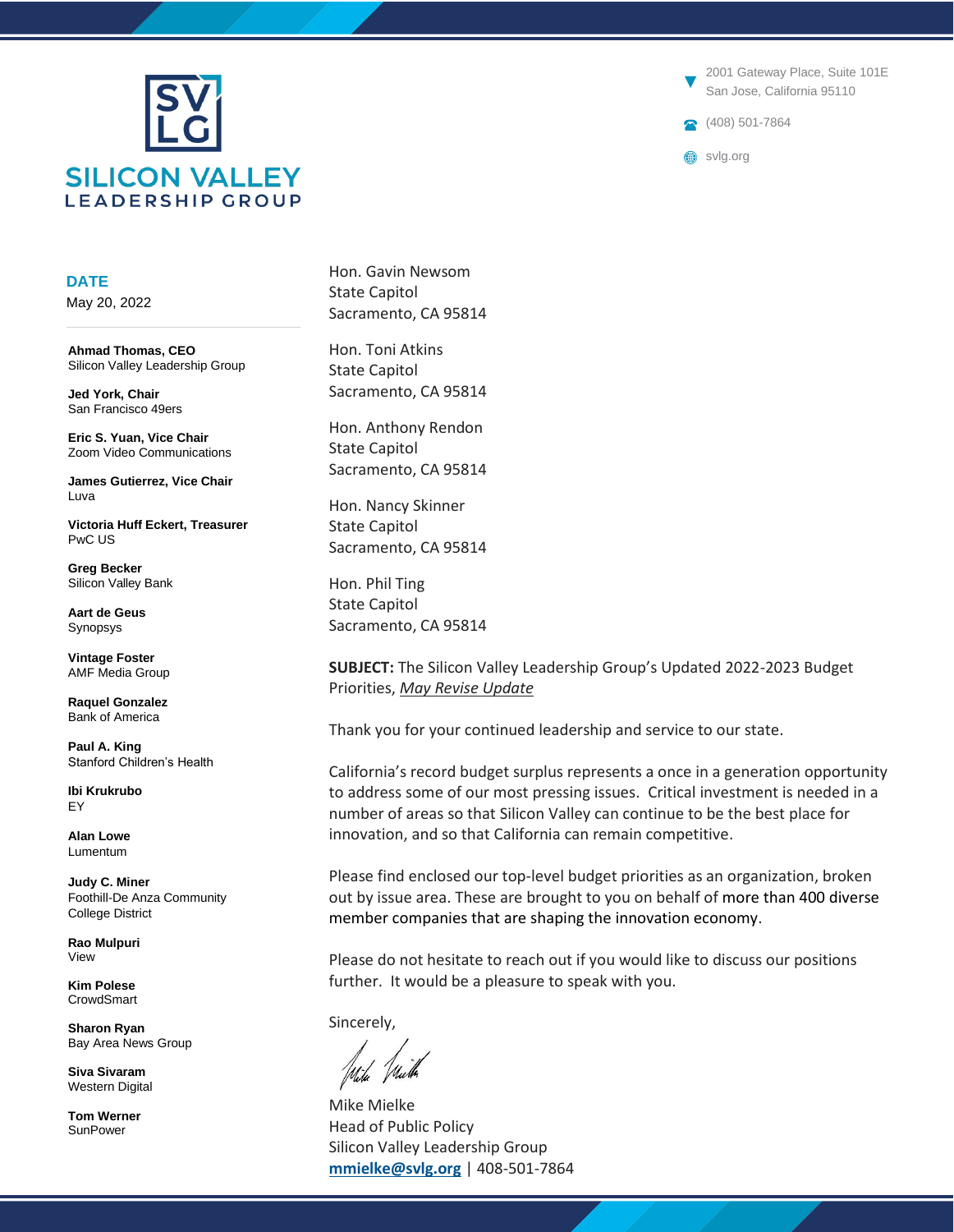# SILICON VALLEY LEADERSHIP GROUP

2001 Gateway Place, Suite 101E
San Jose, California 95110

(408) 501-7864

svlg.org

**DATE**
May 20, 2022

**Ahmad Thomas, CEO**
Silicon Valley Leadership Group

**Jed York, Chair**
San Francisco 49ers

**Eric S. Yuan, Vice Chair**
Zoom Video Communications

**James Gutierrez, Vice Chair**
Luva

**Victoria Huff Eckert, Treasurer**
PwC US

**Greg Becker**
Silicon Valley Bank

**Aart de Geus**
Synopsys

**Vintage Foster**
AMF Media Group

**Raquel Gonzalez**
Bank of America

**Paul A. King**
Stanford Children's Health

**Ibi Krukrubo**
EY

**Alan Lowe**
Lumentum

**Judy C. Miner**
Foothill-De Anza Community College District

**Rao Mulpuri**
View

**Kim Polese**
CrowdSmart

**Sharon Ryan**
Bay Area News Group

**Siva Sivaram**
Western Digital

**Tom Werner**
SunPower

Hon. Gavin Newsom
State Capitol
Sacramento, CA 95814

Hon. Toni Atkins
State Capitol
Sacramento, CA 95814

Hon. Anthony Rendon
State Capitol
Sacramento, CA 95814

Hon. Nancy Skinner
State Capitol
Sacramento, CA 95814

Hon. Phil Ting
State Capitol
Sacramento, CA 95814

**SUBJECT:** The Silicon Valley Leadership Group's Updated 2022-2023 Budget Priorities, *May Revise Update*

Thank you for your continued leadership and service to our state.

California's record budget surplus represents a once in a generation opportunity to address some of our most pressing issues. Critical investment is needed in a number of areas so that Silicon Valley can continue to be the best place for innovation, and so that California can remain competitive.

Please find enclosed our top-level budget priorities as an organization, broken out by issue area. These are brought to you on behalf of more than 400 diverse member companies that are shaping the innovation economy.

Please do not hesitate to reach out if you would like to discuss our positions further. It would be a pleasure to speak with you.

Sincerely,

Mike Mielke
Head of Public Policy
Silicon Valley Leadership Group
**mmielke@svlg.org** | 408-501-7864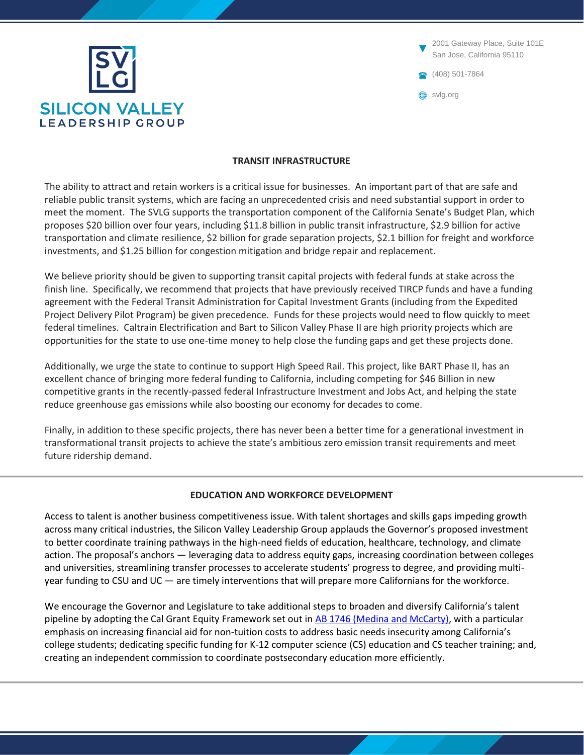## TRANSIT INFRASTRUCTURE

The ability to attract and retain workers is a critical issue for businesses. An important part of that are safe and reliable public transit systems, which are facing an unprecedented crisis and need substantial support in order to meet the moment. The SVLG supports the transportation component of the California Senate's Budget Plan, which proposes $20 billion over four years, including $11.8 billion in public transit infrastructure, $2.9 billion for active transportation and climate resilience, $2 billion for grade separation projects, $2.1 billion for freight and workforce investments, and $1.25 billion for congestion mitigation and bridge repair and replacement.

We believe priority should be given to supporting transit capital projects with federal funds at stake across the finish line. Specifically, we recommend that projects that have previously received TIRCP funds and have a funding agreement with the Federal Transit Administration for Capital Investment Grants (including from the Expedited Project Delivery Pilot Program) be given precedence. Funds for these projects would need to flow quickly to meet federal timelines. Caltrain Electrification and Bart to Silicon Valley Phase II are high priority projects which are opportunities for the state to use one-time money to help close the funding gaps and get these projects done.

Additionally, we urge the state to continue to support High Speed Rail. This project, like BART Phase II, has an excellent chance of bringing more federal funding to California, including competing for $46 Billion in new competitive grants in the recently-passed federal Infrastructure Investment and Jobs Act, and helping the state reduce greenhouse gas emissions while also boosting our economy for decades to come.

Finally, in addition to these specific projects, there has never been a better time for a generational investment in transformational transit projects to achieve the state's ambitious zero emission transit requirements and meet future ridership demand.

## EDUCATION AND WORKFORCE DEVELOPMENT

Access to talent is another business competitiveness issue. With talent shortages and skills gaps impeding growth across many critical industries, the Silicon Valley Leadership Group applauds the Governor's proposed investment to better coordinate training pathways in the high-need fields of education, healthcare, technology, and climate action. The proposal's anchors — leveraging data to address equity gaps, increasing coordination between colleges and universities, streamlining transfer processes to accelerate students' progress to degree, and providing multi-year funding to CSU and UC — are timely interventions that will prepare more Californians for the workforce.

We encourage the Governor and Legislature to take additional steps to broaden and diversify California's talent pipeline by adopting the Cal Grant Equity Framework set out in AB 1746 (Medina and McCarty), with a particular emphasis on increasing financial aid for non-tuition costs to address basic needs insecurity among California's college students; dedicating specific funding for K-12 computer science (CS) education and CS teacher training; and, creating an independent commission to coordinate postsecondary education more efficiently.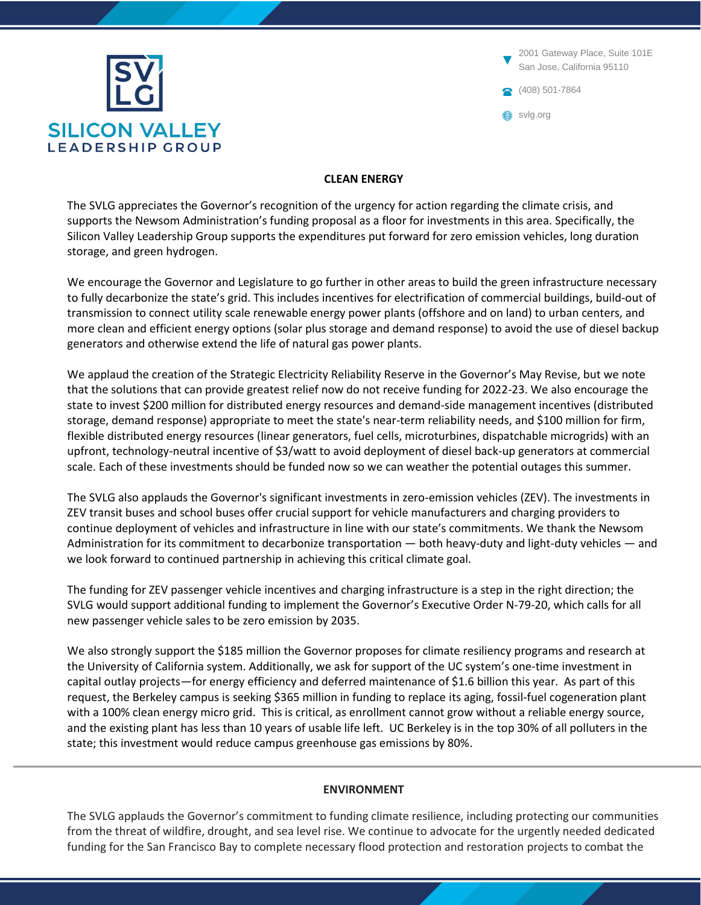## CLEAN ENERGY

The SVLG appreciates the Governor's recognition of the urgency for action regarding the climate crisis, and supports the Newsom Administration's funding proposal as a floor for investments in this area. Specifically, the Silicon Valley Leadership Group supports the expenditures put forward for zero emission vehicles, long duration storage, and green hydrogen.

We encourage the Governor and Legislature to go further in other areas to build the green infrastructure necessary to fully decarbonize the state's grid. This includes incentives for electrification of commercial buildings, build-out of transmission to connect utility scale renewable energy power plants (offshore and on land) to urban centers, and more clean and efficient energy options (solar plus storage and demand response) to avoid the use of diesel backup generators and otherwise extend the life of natural gas power plants.

We applaud the creation of the Strategic Electricity Reliability Reserve in the Governor's May Revise, but we note that the solutions that can provide greatest relief now do not receive funding for 2022-23. We also encourage the state to invest $200 million for distributed energy resources and demand-side management incentives (distributed storage, demand response) appropriate to meet the state's near-term reliability needs, and $100 million for firm, flexible distributed energy resources (linear generators, fuel cells, microturbines, dispatchable microgrids) with an upfront, technology-neutral incentive of $3/watt to avoid deployment of diesel back-up generators at commercial scale. Each of these investments should be funded now so we can weather the potential outages this summer.

The SVLG also applauds the Governor's significant investments in zero-emission vehicles (ZEV). The investments in ZEV transit buses and school buses offer crucial support for vehicle manufacturers and charging providers to continue deployment of vehicles and infrastructure in line with our state's commitments. We thank the Newsom Administration for its commitment to decarbonize transportation — both heavy-duty and light-duty vehicles — and we look forward to continued partnership in achieving this critical climate goal.

The funding for ZEV passenger vehicle incentives and charging infrastructure is a step in the right direction; the SVLG would support additional funding to implement the Governor's Executive Order N-79-20, which calls for all new passenger vehicle sales to be zero emission by 2035.

We also strongly support the $185 million the Governor proposes for climate resiliency programs and research at the University of California system. Additionally, we ask for support of the UC system's one-time investment in capital outlay projects—for energy efficiency and deferred maintenance of $1.6 billion this year. As part of this request, the Berkeley campus is seeking $365 million in funding to replace its aging, fossil-fuel cogeneration plant with a 100% clean energy micro grid. This is critical, as enrollment cannot grow without a reliable energy source, and the existing plant has less than 10 years of usable life left. UC Berkeley is in the top 30% of all polluters in the state; this investment would reduce campus greenhouse gas emissions by 80%.

---

## ENVIRONMENT

The SVLG applauds the Governor's commitment to funding climate resilience, including protecting our communities from the threat of wildfire, drought, and sea level rise. We continue to advocate for the urgently needed dedicated funding for the San Francisco Bay to complete necessary flood protection and restoration projects to combat the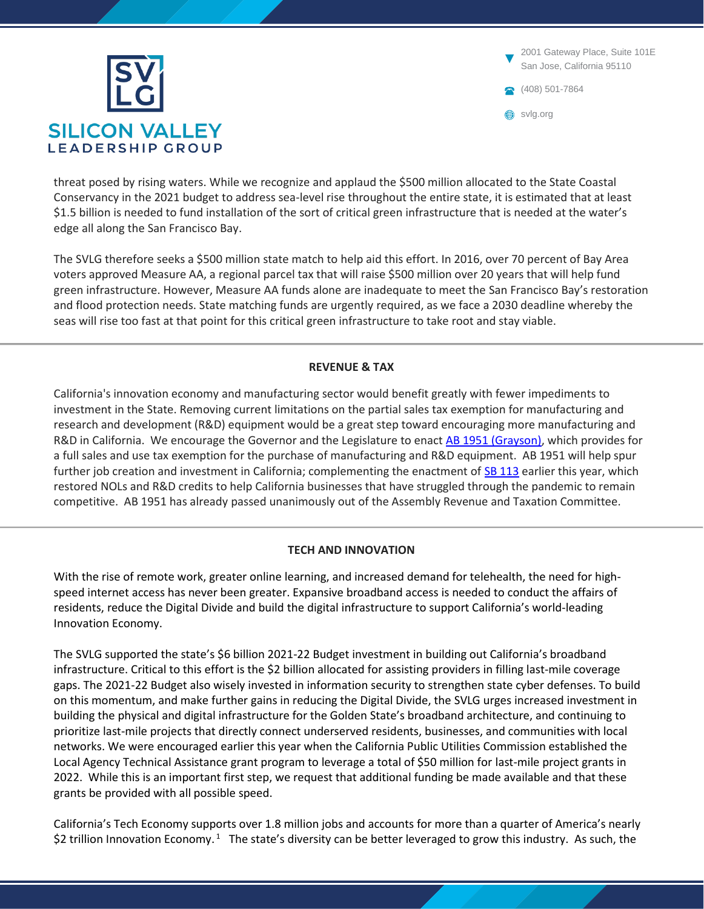threat posed by rising waters. While we recognize and applaud the $500 million allocated to the State Coastal Conservancy in the 2021 budget to address sea-level rise throughout the entire state, it is estimated that at least $1.5 billion is needed to fund installation of the sort of critical green infrastructure that is needed at the water's edge all along the San Francisco Bay.

The SVLG therefore seeks a $500 million state match to help aid this effort. In 2016, over 70 percent of Bay Area voters approved Measure AA, a regional parcel tax that will raise $500 million over 20 years that will help fund green infrastructure. However, Measure AA funds alone are inadequate to meet the San Francisco Bay's restoration and flood protection needs. State matching funds are urgently required, as we face a 2030 deadline whereby the seas will rise too fast at that point for this critical green infrastructure to take root and stay viable.

---

## REVENUE & TAX

California's innovation economy and manufacturing sector would benefit greatly with fewer impediments to investment in the State. Removing current limitations on the partial sales tax exemption for manufacturing and research and development (R&D) equipment would be a great step toward encouraging more manufacturing and R&D in California. We encourage the Governor and the Legislature to enact AB 1951 (Grayson), which provides for a full sales and use tax exemption for the purchase of manufacturing and R&D equipment. AB 1951 will help spur further job creation and investment in California; complementing the enactment of SB 113 earlier this year, which restored NOLs and R&D credits to help California businesses that have struggled through the pandemic to remain competitive. AB 1951 has already passed unanimously out of the Assembly Revenue and Taxation Committee.

---

## TECH AND INNOVATION

With the rise of remote work, greater online learning, and increased demand for telehealth, the need for high-speed internet access has never been greater. Expansive broadband access is needed to conduct the affairs of residents, reduce the Digital Divide and build the digital infrastructure to support California's world-leading Innovation Economy.

The SVLG supported the state's $6 billion 2021-22 Budget investment in building out California's broadband infrastructure. Critical to this effort is the $2 billion allocated for assisting providers in filling last-mile coverage gaps. The 2021-22 Budget also wisely invested in information security to strengthen state cyber defenses. To build on this momentum, and make further gains in reducing the Digital Divide, the SVLG urges increased investment in building the physical and digital infrastructure for the Golden State's broadband architecture, and continuing to prioritize last-mile projects that directly connect underserved residents, businesses, and communities with local networks. We were encouraged earlier this year when the California Public Utilities Commission established the Local Agency Technical Assistance grant program to leverage a total of $50 million for last-mile project grants in 2022. While this is an important first step, we request that additional funding be made available and that these grants be provided with all possible speed.

California's Tech Economy supports over 1.8 million jobs and accounts for more than a quarter of America's nearly $2 trillion Innovation Economy.[1] The state's diversity can be better leveraged to grow this industry. As such, the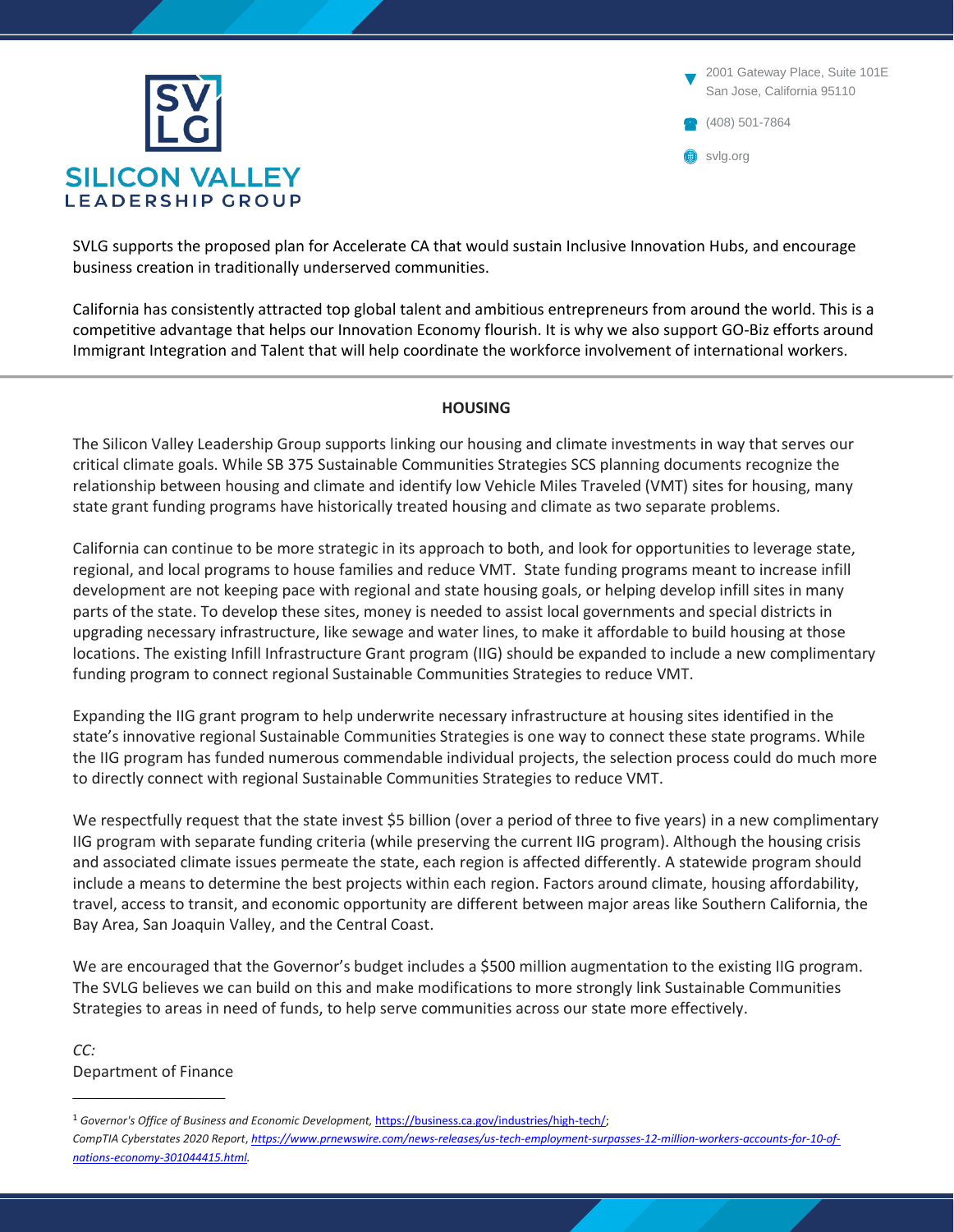SVLG supports the proposed plan for Accelerate CA that would sustain Inclusive Innovation Hubs, and encourage business creation in traditionally underserved communities.

California has consistently attracted top global talent and ambitious entrepreneurs from around the world. This is a competitive advantage that helps our Innovation Economy flourish. It is why we also support GO-Biz efforts around Immigrant Integration and Talent that will help coordinate the workforce involvement of international workers.

---

**HOUSING**

The Silicon Valley Leadership Group supports linking our housing and climate investments in way that serves our critical climate goals. While SB 375 Sustainable Communities Strategies SCS planning documents recognize the relationship between housing and climate and identify low Vehicle Miles Traveled (VMT) sites for housing, many state grant funding programs have historically treated housing and climate as two separate problems.

California can continue to be more strategic in its approach to both, and look for opportunities to leverage state, regional, and local programs to house families and reduce VMT. State funding programs meant to increase infill development are not keeping pace with regional and state housing goals, or helping develop infill sites in many parts of the state. To develop these sites, money is needed to assist local governments and special districts in upgrading necessary infrastructure, like sewage and water lines, to make it affordable to build housing at those locations. The existing Infill Infrastructure Grant program (IIG) should be expanded to include a new complimentary funding program to connect regional Sustainable Communities Strategies to reduce VMT.

Expanding the IIG grant program to help underwrite necessary infrastructure at housing sites identified in the state's innovative regional Sustainable Communities Strategies is one way to connect these state programs. While the IIG program has funded numerous commendable individual projects, the selection process could do much more to directly connect with regional Sustainable Communities Strategies to reduce VMT.

We respectfully request that the state invest $5 billion (over a period of three to five years) in a new complimentary IIG program with separate funding criteria (while preserving the current IIG program). Although the housing crisis and associated climate issues permeate the state, each region is affected differently. A statewide program should include a means to determine the best projects within each region. Factors around climate, housing affordability, travel, access to transit, and economic opportunity are different between major areas like Southern California, the Bay Area, San Joaquin Valley, and the Central Coast.

We are encouraged that the Governor's budget includes a $500 million augmentation to the existing IIG program. The SVLG believes we can build on this and make modifications to more strongly link Sustainable Communities Strategies to areas in need of funds, to help serve communities across our state more effectively.

*CC:*
Department of Finance

---

[1] *Governor's Office of Business and Economic Development,* https://business.ca.gov/industries/high-tech/; *CompTIA Cyberstates 2020 Report*, *https://www.prnewswire.com/news-releases/us-tech-employment-surpasses-12-million-workers-accounts-for-10-of-nations-economy-301044415.html.*